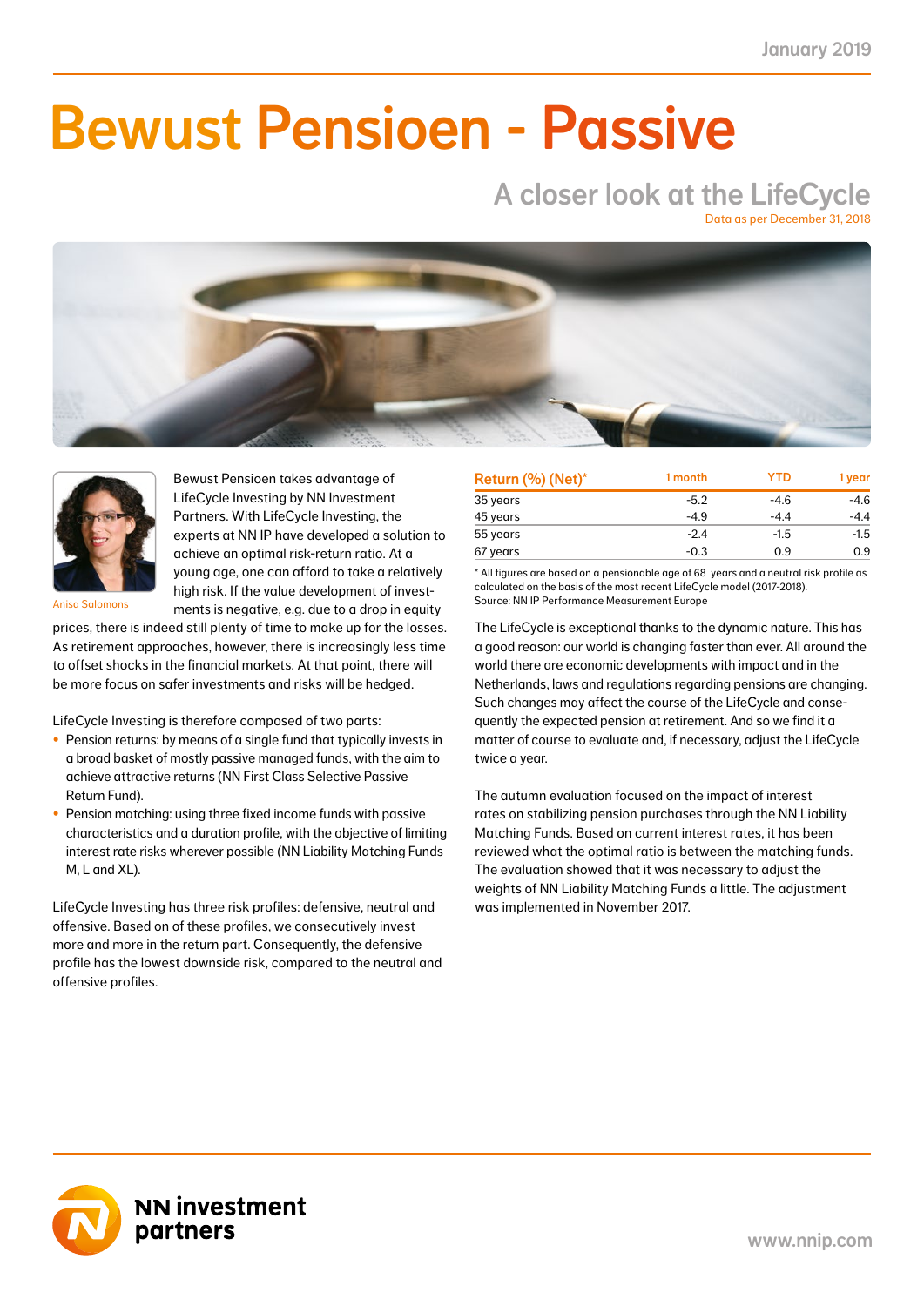January 2019

# Bewust Pensioen - Passive

## A closer look at the LifeCycle

Data as per December 31, 2018

Anisa Salomons

Bewust Pensioen takes advantage of LifeCycle Investing by NN Investment Partners. With LifeCycle Investing, the experts at NN IP have developed a solution to achieve an optimal risk-return ratio. At a young age, one can afford to take a relatively high risk. If the value development of investments is negative, e.g. due to a drop in equity prices, there is indeed still plenty of time to make up for the losses. As retirement approaches, however, there is increasingly less time to offset shocks in the financial markets. At that point, there will be more focus on safer investments and risks will be hedged.

LifeCycle Investing is therefore composed of two parts:

- Pension returns: by means of a single fund that typically invests in a broad basket of mostly passive managed funds, with the aim to achieve attractive returns (NN First Class Selective Passive Return Fund).
- Pension matching: using three fixed income funds with passive characteristics and a duration profile, with the objective of limiting interest rate risks wherever possible (NN Liability Matching Funds M, L and XL).

LifeCycle Investing has three risk profiles: defensive, neutral and offensive. Based on of these profiles, we consecutively invest more and more in the return part. Consequently, the defensive profile has the lowest downside risk, compared to the neutral and offensive profiles.

| Return (%) (Net)* | 1 month | YTD | 1 year |
|---|---|---|---|
| 35 years | -5.2 | -4.6 | -4.6 |
| 45 years | -4.9 | -4.4 | -4.4 |
| 55 years | -2.4 | -1.5 | -1.5 |
| 67 years | -0.3 | 0.9 | 0.9 |

* All figures are based on a pensionable age of 68 years and a neutral risk profile as calculated on the basis of the most recent LifeCycle model (2017-2018).
Source: NN IP Performance Measurement Europe

The LifeCycle is exceptional thanks to the dynamic nature. This has a good reason: our world is changing faster than ever. All around the world there are economic developments with impact and in the Netherlands, laws and regulations regarding pensions are changing. Such changes may affect the course of the LifeCycle and consequently the expected pension at retirement. And so we find it a matter of course to evaluate and, if necessary, adjust the LifeCycle twice a year.

The autumn evaluation focused on the impact of interest rates on stabilizing pension purchases through the NN Liability Matching Funds. Based on current interest rates, it has been reviewed what the optimal ratio is between the matching funds. The evaluation showed that it was necessary to adjust the weights of NN Liability Matching Funds a little. The adjustment was implemented in November 2017.

NN investment partners

www.nnip.com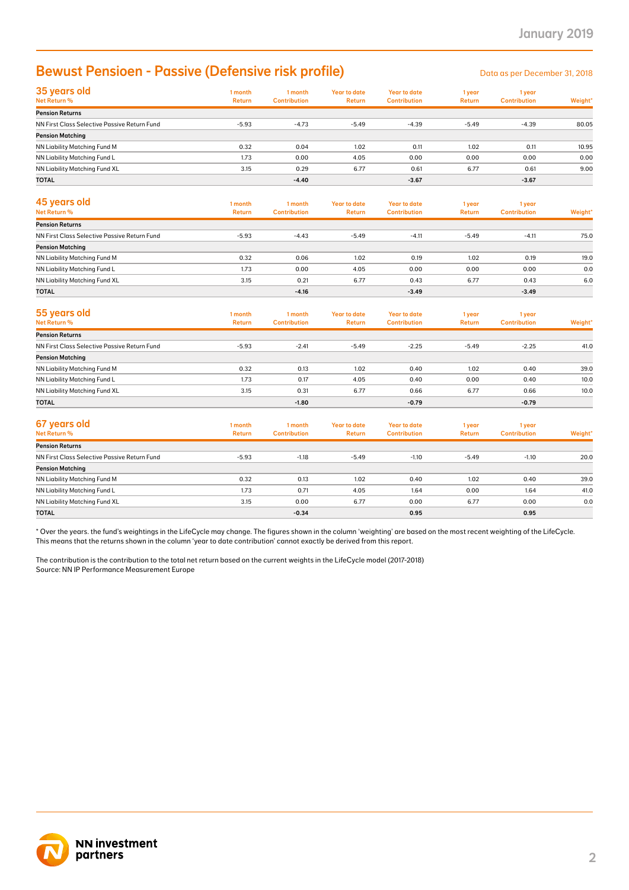# Bewust Pensioen - Passive (Defensive risk profile)

Data as per December 31, 2018

## 35 years old

| Net Return % | 1 month Return | 1 month Contribution | Year to date Return | Year to date Contribution | 1 year Return | 1 year Contribution | Weight* |
|---|---|---|---|---|---|---|---|
| **Pension Returns** | | | | | | | |
| NN First Class Selective Passive Return Fund | -5.93 | -4.73 | -5.49 | -4.39 | -5.49 | -4.39 | 80.05 |
| **Pension Matching** | | | | | | | |
| NN Liability Matching Fund M | 0.32 | 0.04 | 1.02 | 0.11 | 1.02 | 0.11 | 10.95 |
| NN Liability Matching Fund L | 1.73 | 0.00 | 4.05 | 0.00 | 0.00 | 0.00 | 0.00 |
| NN Liability Matching Fund XL | 3.15 | 0.29 | 6.77 | 0.61 | 6.77 | 0.61 | 9.00 |
| **TOTAL** | | **-4.40** | | **-3.67** | | **-3.67** | |

## 45 years old

| Net Return % | 1 month Return | 1 month Contribution | Year to date Return | Year to date Contribution | 1 year Return | 1 year Contribution | Weight* |
|---|---|---|---|---|---|---|---|
| **Pension Returns** | | | | | | | |
| NN First Class Selective Passive Return Fund | -5.93 | -4.43 | -5.49 | -4.11 | -5.49 | -4.11 | 75.0 |
| **Pension Matching** | | | | | | | |
| NN Liability Matching Fund M | 0.32 | 0.06 | 1.02 | 0.19 | 1.02 | 0.19 | 19.0 |
| NN Liability Matching Fund L | 1.73 | 0.00 | 4.05 | 0.00 | 0.00 | 0.00 | 0.0 |
| NN Liability Matching Fund XL | 3.15 | 0.21 | 6.77 | 0.43 | 6.77 | 0.43 | 6.0 |
| **TOTAL** | | **-4.16** | | **-3.49** | | **-3.49** | |

## 55 years old

| Net Return % | 1 month Return | 1 month Contribution | Year to date Return | Year to date Contribution | 1 year Return | 1 year Contribution | Weight* |
|---|---|---|---|---|---|---|---|
| **Pension Returns** | | | | | | | |
| NN First Class Selective Passive Return Fund | -5.93 | -2.41 | -5.49 | -2.25 | -5.49 | -2.25 | 41.0 |
| **Pension Matching** | | | | | | | |
| NN Liability Matching Fund M | 0.32 | 0.13 | 1.02 | 0.40 | 1.02 | 0.40 | 39.0 |
| NN Liability Matching Fund L | 1.73 | 0.17 | 4.05 | 0.40 | 0.00 | 0.40 | 10.0 |
| NN Liability Matching Fund XL | 3.15 | 0.31 | 6.77 | 0.66 | 6.77 | 0.66 | 10.0 |
| **TOTAL** | | **-1.80** | | **-0.79** | | **-0.79** | |

## 67 years old

| Net Return % | 1 month Return | 1 month Contribution | Year to date Return | Year to date Contribution | 1 year Return | 1 year Contribution | Weight* |
|---|---|---|---|---|---|---|---|
| **Pension Returns** | | | | | | | |
| NN First Class Selective Passive Return Fund | -5.93 | -1.18 | -5.49 | -1.10 | -5.49 | -1.10 | 20.0 |
| **Pension Matching** | | | | | | | |
| NN Liability Matching Fund M | 0.32 | 0.13 | 1.02 | 0.40 | 1.02 | 0.40 | 39.0 |
| NN Liability Matching Fund L | 1.73 | 0.71 | 4.05 | 1.64 | 0.00 | 1.64 | 41.0 |
| NN Liability Matching Fund XL | 3.15 | 0.00 | 6.77 | 0.00 | 6.77 | 0.00 | 0.0 |
| **TOTAL** | | **-0.34** | | **0.95** | | **0.95** | |

* Over the years. the fund's weightings in the LifeCycle may change. The figures shown in the column 'weighting' are based on the most recent weighting of the LifeCycle. This means that the returns shown in the column 'year to date contribution' cannot exactly be derived from this report.

The contribution is the contribution to the total net return based on the current weights in the LifeCycle model (2017-2018)
Source: NN IP Performance Measurement Europe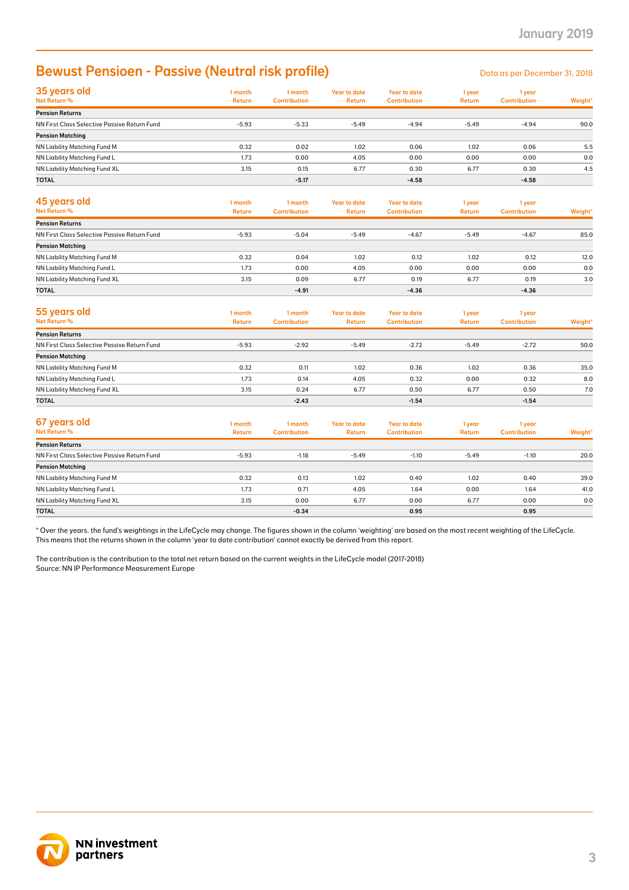## Bewust Pensioen - Passive (Neutral risk profile)

Data as per December 31, 2018

### 35 years old

| Net Return % | 1 month Return | 1 month Contribution | Year to date Return | Year to date Contribution | 1 year Return | 1 year Contribution | Weight* |
|---|---|---|---|---|---|---|---|
| **Pension Returns** | | | | | | | |
| NN First Class Selective Passive Return Fund | -5.93 | -5.33 | -5.49 | -4.94 | -5.49 | -4.94 | 90.0 |
| **Pension Matching** | | | | | | | |
| NN Liability Matching Fund M | 0.32 | 0.02 | 1.02 | 0.06 | 1.02 | 0.06 | 5.5 |
| NN Liability Matching Fund L | 1.73 | 0.00 | 4.05 | 0.00 | 0.00 | 0.00 | 0.0 |
| NN Liability Matching Fund XL | 3.15 | 0.15 | 6.77 | 0.30 | 6.77 | 0.30 | 4.5 |
| **TOTAL** | | **-5.17** | | **-4.58** | | **-4.58** | |

### 45 years old

| Net Return % | 1 month Return | 1 month Contribution | Year to date Return | Year to date Contribution | 1 year Return | 1 year Contribution | Weight* |
|---|---|---|---|---|---|---|---|
| **Pension Returns** | | | | | | | |
| NN First Class Selective Passive Return Fund | -5.93 | -5.04 | -5.49 | -4.67 | -5.49 | -4.67 | 85.0 |
| **Pension Matching** | | | | | | | |
| NN Liability Matching Fund M | 0.32 | 0.04 | 1.02 | 0.12 | 1.02 | 0.12 | 12.0 |
| NN Liability Matching Fund L | 1.73 | 0.00 | 4.05 | 0.00 | 0.00 | 0.00 | 0.0 |
| NN Liability Matching Fund XL | 3.15 | 0.09 | 6.77 | 0.19 | 6.77 | 0.19 | 3.0 |
| **TOTAL** | | **-4.91** | | **-4.36** | | **-4.36** | |

### 55 years old

| Net Return % | 1 month Return | 1 month Contribution | Year to date Return | Year to date Contribution | 1 year Return | 1 year Contribution | Weight* |
|---|---|---|---|---|---|---|---|
| **Pension Returns** | | | | | | | |
| NN First Class Selective Passive Return Fund | -5.93 | -2.92 | -5.49 | -2.72 | -5.49 | -2.72 | 50.0 |
| **Pension Matching** | | | | | | | |
| NN Liability Matching Fund M | 0.32 | 0.11 | 1.02 | 0.36 | 1.02 | 0.36 | 35.0 |
| NN Liability Matching Fund L | 1.73 | 0.14 | 4.05 | 0.32 | 0.00 | 0.32 | 8.0 |
| NN Liability Matching Fund XL | 3.15 | 0.24 | 6.77 | 0.50 | 6.77 | 0.50 | 7.0 |
| **TOTAL** | | **-2.43** | | **-1.54** | | **-1.54** | |

### 67 years old

| Net Return % | 1 month Return | 1 month Contribution | Year to date Return | Year to date Contribution | 1 year Return | 1 year Contribution | Weight* |
|---|---|---|---|---|---|---|---|
| **Pension Returns** | | | | | | | |
| NN First Class Selective Passive Return Fund | -5.93 | -1.18 | -5.49 | -1.10 | -5.49 | -1.10 | 20.0 |
| **Pension Matching** | | | | | | | |
| NN Liability Matching Fund M | 0.32 | 0.13 | 1.02 | 0.40 | 1.02 | 0.40 | 39.0 |
| NN Liability Matching Fund L | 1.73 | 0.71 | 4.05 | 1.64 | 0.00 | 1.64 | 41.0 |
| NN Liability Matching Fund XL | 3.15 | 0.00 | 6.77 | 0.00 | 6.77 | 0.00 | 0.0 |
| **TOTAL** | | **-0.34** | | **0.95** | | **0.95** | |

* Over the years. the fund's weightings in the LifeCycle may change. The figures shown in the column 'weighting' are based on the most recent weighting of the LifeCycle. This means that the returns shown in the column 'year to date contribution' cannot exactly be derived from this report.

The contribution is the contribution to the total net return based on the current weights in the LifeCycle model (2017-2018)
Source: NN IP Performance Measurement Europe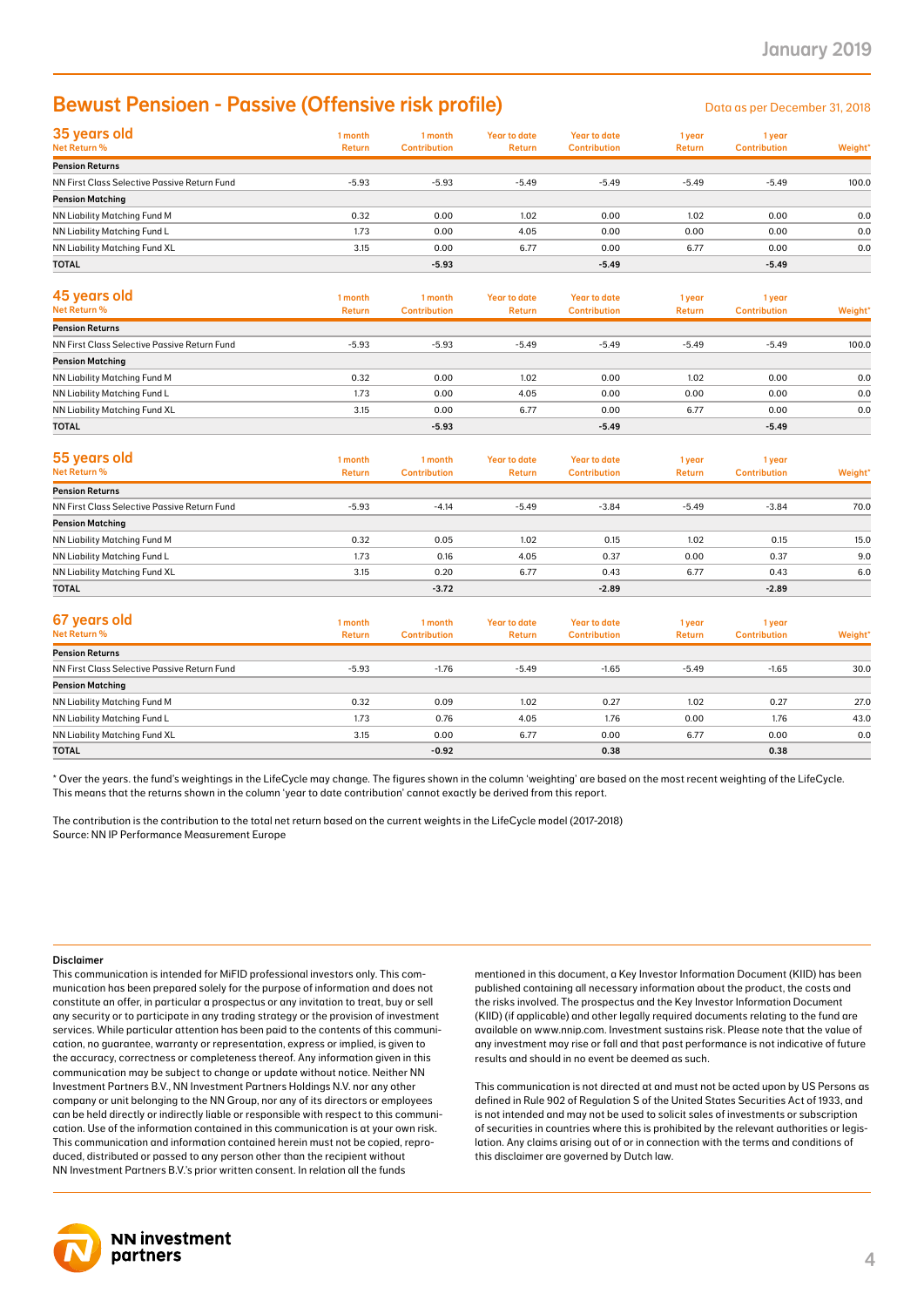# Bewust Pensioen - Passive (Offensive risk profile)

Data as per December 31, 2018

## 35 years old

| Net Return % | 1 month Return | 1 month Contribution | Year to date Return | Year to date Contribution | 1 year Return | 1 year Contribution | Weight* |
|---|---|---|---|---|---|---|---|
| **Pension Returns** | | | | | | | |
| NN First Class Selective Passive Return Fund | -5.93 | -5.93 | -5.49 | -5.49 | -5.49 | -5.49 | 100.0 |
| **Pension Matching** | | | | | | | |
| NN Liability Matching Fund M | 0.32 | 0.00 | 1.02 | 0.00 | 1.02 | 0.00 | 0.0 |
| NN Liability Matching Fund L | 1.73 | 0.00 | 4.05 | 0.00 | 0.00 | 0.00 | 0.0 |
| NN Liability Matching Fund XL | 3.15 | 0.00 | 6.77 | 0.00 | 6.77 | 0.00 | 0.0 |
| **TOTAL** | | **-5.93** | | **-5.49** | | **-5.49** | |

## 45 years old

| Net Return % | 1 month Return | 1 month Contribution | Year to date Return | Year to date Contribution | 1 year Return | 1 year Contribution | Weight* |
|---|---|---|---|---|---|---|---|
| **Pension Returns** | | | | | | | |
| NN First Class Selective Passive Return Fund | -5.93 | -5.93 | -5.49 | -5.49 | -5.49 | -5.49 | 100.0 |
| **Pension Matching** | | | | | | | |
| NN Liability Matching Fund M | 0.32 | 0.00 | 1.02 | 0.00 | 1.02 | 0.00 | 0.0 |
| NN Liability Matching Fund L | 1.73 | 0.00 | 4.05 | 0.00 | 0.00 | 0.00 | 0.0 |
| NN Liability Matching Fund XL | 3.15 | 0.00 | 6.77 | 0.00 | 6.77 | 0.00 | 0.0 |
| **TOTAL** | | **-5.93** | | **-5.49** | | **-5.49** | |

## 55 years old

| Net Return % | 1 month Return | 1 month Contribution | Year to date Return | Year to date Contribution | 1 year Return | 1 year Contribution | Weight* |
|---|---|---|---|---|---|---|---|
| **Pension Returns** | | | | | | | |
| NN First Class Selective Passive Return Fund | -5.93 | -4.14 | -5.49 | -3.84 | -5.49 | -3.84 | 70.0 |
| **Pension Matching** | | | | | | | |
| NN Liability Matching Fund M | 0.32 | 0.05 | 1.02 | 0.15 | 1.02 | 0.15 | 15.0 |
| NN Liability Matching Fund L | 1.73 | 0.16 | 4.05 | 0.37 | 0.00 | 0.37 | 9.0 |
| NN Liability Matching Fund XL | 3.15 | 0.20 | 6.77 | 0.43 | 6.77 | 0.43 | 6.0 |
| **TOTAL** | | **-3.72** | | **-2.89** | | **-2.89** | |

## 67 years old

| Net Return % | 1 month Return | 1 month Contribution | Year to date Return | Year to date Contribution | 1 year Return | 1 year Contribution | Weight* |
|---|---|---|---|---|---|---|---|
| **Pension Returns** | | | | | | | |
| NN First Class Selective Passive Return Fund | -5.93 | -1.76 | -5.49 | -1.65 | -5.49 | -1.65 | 30.0 |
| **Pension Matching** | | | | | | | |
| NN Liability Matching Fund M | 0.32 | 0.09 | 1.02 | 0.27 | 1.02 | 0.27 | 27.0 |
| NN Liability Matching Fund L | 1.73 | 0.76 | 4.05 | 1.76 | 0.00 | 1.76 | 43.0 |
| NN Liability Matching Fund XL | 3.15 | 0.00 | 6.77 | 0.00 | 6.77 | 0.00 | 0.0 |
| **TOTAL** | | **-0.92** | | **0.38** | | **0.38** | |

* Over the years. the fund's weightings in the LifeCycle may change. The figures shown in the column 'weighting' are based on the most recent weighting of the LifeCycle. This means that the returns shown in the column 'year to date contribution' cannot exactly be derived from this report.

The contribution is the contribution to the total net return based on the current weights in the LifeCycle model (2017-2018)
Source: NN IP Performance Measurement Europe

**Disclaimer**

This communication is intended for MiFID professional investors only. This communication has been prepared solely for the purpose of information and does not constitute an offer, in particular a prospectus or any invitation to treat, buy or sell any security or to participate in any trading strategy or the provision of investment services. While particular attention has been paid to the contents of this communication, no guarantee, warranty or representation, express or implied, is given to the accuracy, correctness or completeness thereof. Any information given in this communication may be subject to change or update without notice. Neither NN Investment Partners B.V., NN Investment Partners Holdings N.V. nor any other company or unit belonging to the NN Group, nor any of its directors or employees can be held directly or indirectly liable or responsible with respect to this communication. Use of the information contained in this communication is at your own risk. This communication and information contained herein must not be copied, reproduced, distributed or passed to any person other than the recipient without NN Investment Partners B.V.'s prior written consent. In relation all the funds mentioned in this document, a Key Investor Information Document (KIID) has been published containing all necessary information about the product, the costs and the risks involved. The prospectus and the Key Investor Information Document (KIID) (if applicable) and other legally required documents relating to the fund are available on www.nnip.com. Investment sustains risk. Please note that the value of any investment may rise or fall and that past performance is not indicative of future results and should in no event be deemed as such.

This communication is not directed at and must not be acted upon by US Persons as defined in Rule 902 of Regulation S of the United States Securities Act of 1933, and is not intended and may not be used to solicit sales of investments or subscription of securities in countries where this is prohibited by the relevant authorities or legislation. Any claims arising out of or in connection with the terms and conditions of this disclaimer are governed by Dutch law.